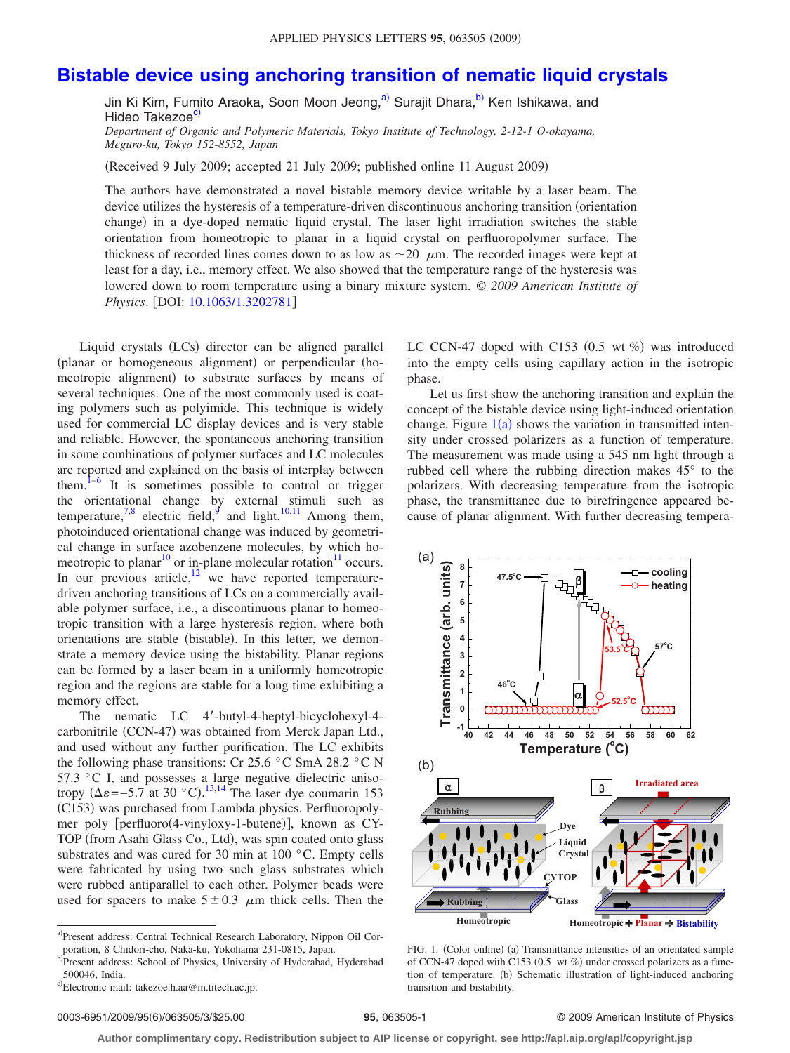# Bistable device using anchoring transition of nematic liquid crystals

Jin Ki Kim, Fumito Araoka, Soon Moon Jeong,[a] Surajit Dhara,[b] Ken Ishikawa, and Hideo Takezoe[c]

*Department of Organic and Polymeric Materials, Tokyo Institute of Technology, 2-12-1 O-okayama, Meguro-ku, Tokyo 152-8552, Japan*

(Received 9 July 2009; accepted 21 July 2009; published online 11 August 2009)

The authors have demonstrated a novel bistable memory device writable by a laser beam. The device utilizes the hysteresis of a temperature-driven discontinuous anchoring transition (orientation change) in a dye-doped nematic liquid crystal. The laser light irradiation switches the stable orientation from homeotropic to planar in a liquid crystal on perfluoropolymer surface. The thickness of recorded lines comes down to as low as ~20 μm. The recorded images were kept at least for a day, i.e., memory effect. We also showed that the temperature range of the hysteresis was lowered down to room temperature using a binary mixture system. © *2009 American Institute of Physics*. [DOI: 10.1063/1.3202781]

Liquid crystals (LCs) director can be aligned parallel (planar or homogeneous alignment) or perpendicular (homeotropic alignment) to substrate surfaces by means of several techniques. One of the most commonly used is coating polymers such as polyimide. This technique is widely used for commercial LC display devices and is very stable and reliable. However, the spontaneous anchoring transition in some combinations of polymer surfaces and LC molecules are reported and explained on the basis of interplay between them.[1–6] It is sometimes possible to control or trigger the orientational change by external stimuli such as temperature,[7,8] electric field,[9] and light.[10,11] Among them, photoinduced orientational change was induced by geometrical change in surface azobenzene molecules, by which homeotropic to planar[10] or in-plane molecular rotation[11] occurs. In our previous article,[12] we have reported temperature-driven anchoring transitions of LCs on a commercially available polymer surface, i.e., a discontinuous planar to homeotropic transition with a large hysteresis region, where both orientations are stable (bistable). In this letter, we demonstrate a memory device using the bistability. Planar regions can be formed by a laser beam in a uniformly homeotropic region and the regions are stable for a long time exhibiting a memory effect.

The nematic LC 4′-butyl-4-heptyl-bicyclohexyl-4-carbonitrile (CCN-47) was obtained from Merck Japan Ltd., and used without any further purification. The LC exhibits the following phase transitions: Cr 25.6 °C SmA 28.2 °C N 57.3 °C I, and possesses a large negative dielectric anisotropy ($\Delta\varepsilon = -5.7$ at 30 °C).[13,14] The laser dye coumarin 153 (C153) was purchased from Lambda physics. Perfluoropolymer poly [perfluoro(4-vinyloxy-1-butene)], known as CYTOP (from Asahi Glass Co., Ltd), was spin coated onto glass substrates and was cured for 30 min at 100 °C. Empty cells were fabricated by using two such glass substrates which were rubbed antiparallel to each other. Polymer beads were used for spacers to make 5±0.3 μm thick cells. Then the LC CCN-47 doped with C153 (0.5 wt %) was introduced into the empty cells using capillary action in the isotropic phase.

Let us first show the anchoring transition and explain the concept of the bistable device using light-induced orientation change. Figure 1(a) shows the variation in transmitted intensity under crossed polarizers as a function of temperature. The measurement was made using a 545 nm light through a rubbed cell where the rubbing direction makes 45° to the polarizers. With decreasing temperature from the isotropic phase, the transmittance due to birefringence appeared because of planar alignment. With further decreasing tempera-

FIG. 1. (Color online) (a) Transmittance intensities of an orientated sample of CCN-47 doped with C153 (0.5 wt %) under crossed polarizers as a function of temperature. (b) Schematic illustration of light-induced anchoring transition and bistability.

[a]Present address: Central Technical Research Laboratory, Nippon Oil Corporation, 8 Chidori-cho, Naka-ku, Yokohama 231-0815, Japan.

[b]Present address: School of Physics, University of Hyderabad, Hyderabad 500046, India.

[c]Electronic mail: takezoe.h.aa@m.titech.ac.jp.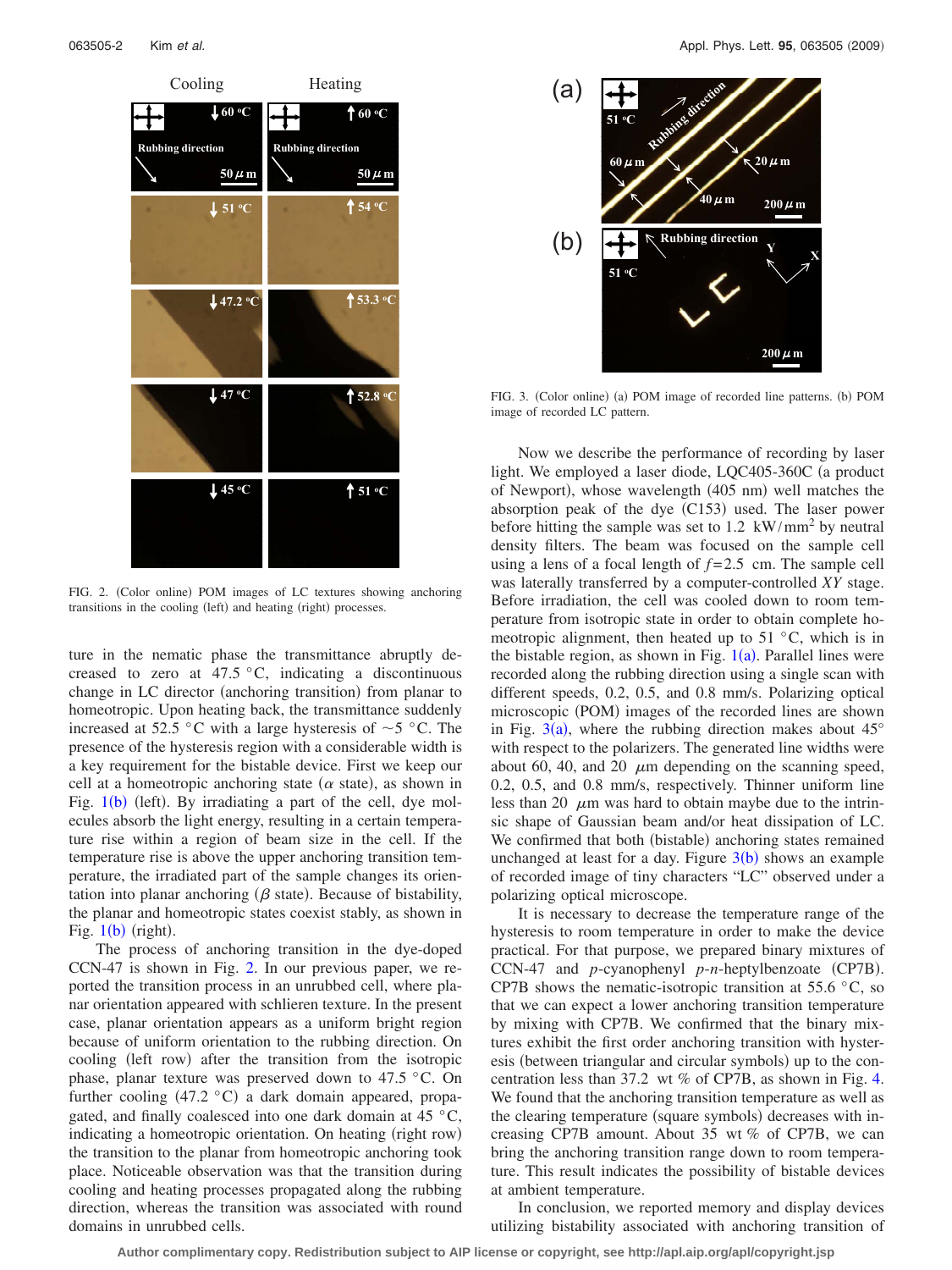FIG. 2. (Color online) POM images of LC textures showing anchoring transitions in the cooling (left) and heating (right) processes.

ture in the nematic phase the transmittance abruptly decreased to zero at 47.5 °C, indicating a discontinuous change in LC director (anchoring transition) from planar to homeotropic. Upon heating back, the transmittance suddenly increased at 52.5 °C with a large hysteresis of ~5 °C. The presence of the hysteresis region with a considerable width is a key requirement for the bistable device. First we keep our cell at a homeotropic anchoring state ($\alpha$ state), as shown in Fig. 1(b) (left). By irradiating a part of the cell, dye molecules absorb the light energy, resulting in a certain temperature rise within a region of beam size in the cell. If the temperature rise is above the upper anchoring transition temperature, the irradiated part of the sample changes its orientation into planar anchoring ($\beta$ state). Because of bistability, the planar and homeotropic states coexist stably, as shown in Fig. 1(b) (right).

The process of anchoring transition in the dye-doped CCN-47 is shown in Fig. 2. In our previous paper, we reported the transition process in an unrubbed cell, where planar orientation appeared with schlieren texture. In the present case, planar orientation appears as a uniform bright region because of uniform orientation to the rubbing direction. On cooling (left row) after the transition from the isotropic phase, planar texture was preserved down to 47.5 °C. On further cooling (47.2 °C) a dark domain appeared, propagated, and finally coalesced into one dark domain at 45 °C, indicating a homeotropic orientation. On heating (right row) the transition to the planar from homeotropic anchoring took place. Noticeable observation was that the transition during cooling and heating processes propagated along the rubbing direction, whereas the transition was associated with round domains in unrubbed cells.

FIG. 3. (Color online) (a) POM image of recorded line patterns. (b) POM image of recorded LC pattern.

Now we describe the performance of recording by laser light. We employed a laser diode, LQC405-360C (a product of Newport), whose wavelength (405 nm) well matches the absorption peak of the dye (C153) used. The laser power before hitting the sample was set to 1.2 kW/mm$^2$ by neutral density filters. The beam was focused on the sample cell using a lens of a focal length of $f$=2.5 cm. The sample cell was laterally transferred by a computer-controlled $XY$ stage. Before irradiation, the cell was cooled down to room temperature from isotropic state in order to obtain complete homeotropic alignment, then heated up to 51 °C, which is in the bistable region, as shown in Fig. 1(a). Parallel lines were recorded along the rubbing direction using a single scan with different speeds, 0.2, 0.5, and 0.8 mm/s. Polarizing optical microscopic (POM) images of the recorded lines are shown in Fig. 3(a), where the rubbing direction makes about 45° with respect to the polarizers. The generated line widths were about 60, 40, and 20 $\mu$m depending on the scanning speed, 0.2, 0.5, and 0.8 mm/s, respectively. Thinner uniform line less than 20 $\mu$m was hard to obtain maybe due to the intrinsic shape of Gaussian beam and/or heat dissipation of LC. We confirmed that both (bistable) anchoring states remained unchanged at least for a day. Figure 3(b) shows an example of recorded image of tiny characters "LC" observed under a polarizing optical microscope.

It is necessary to decrease the temperature range of the hysteresis to room temperature in order to make the device practical. For that purpose, we prepared binary mixtures of CCN-47 and $p$-cyanophenyl $p$-$n$-heptylbenzoate (CP7B). CP7B shows the nematic-isotropic transition at 55.6 °C, so that we can expect a lower anchoring transition temperature by mixing with CP7B. We confirmed that the binary mixtures exhibit the first order anchoring transition with hysteresis (between triangular and circular symbols) up to the concentration less than 37.2 wt % of CP7B, as shown in Fig. 4. We found that the anchoring transition temperature as well as the clearing temperature (square symbols) decreases with increasing CP7B amount. About 35 wt % of CP7B, we can bring the anchoring transition range down to room temperature. This result indicates the possibility of bistable devices at ambient temperature.

In conclusion, we reported memory and display devices utilizing bistability associated with anchoring transition of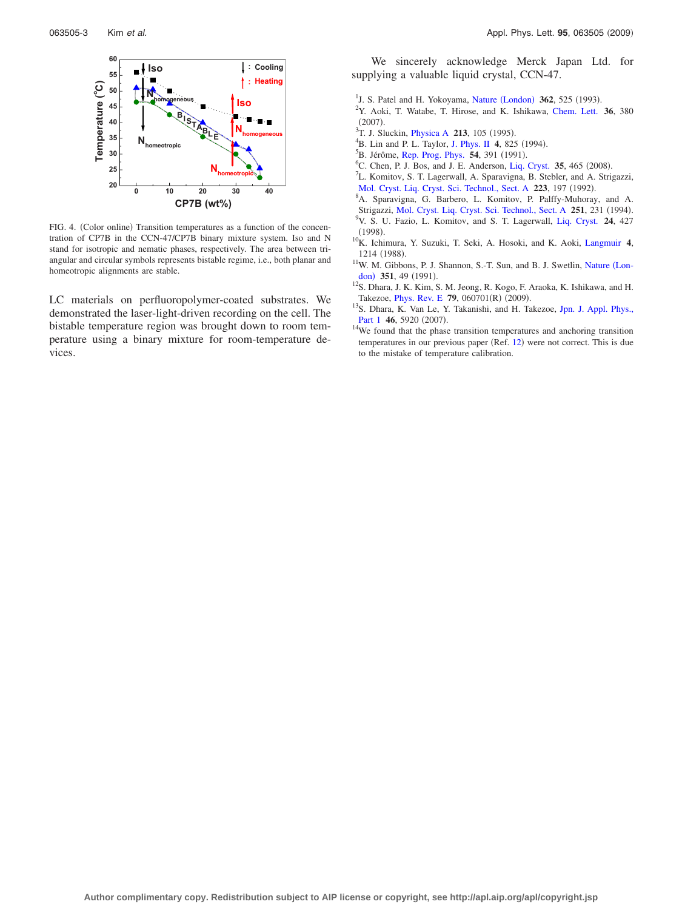60
55
50
45
40
35
30
25
20

Temperature (°C)

0 10 20 30 40

CP7B (wt%)

Iso

: Cooling

: Heating

N homogeneous

Iso

BISTABLE

N homogeneous

N homeotropic

N homeotropic

FIG. 4. (Color online) Transition temperatures as a function of the concentration of CP7B in the CCN-47/CP7B binary mixture system. Iso and N stand for isotropic and nematic phases, respectively. The area between triangular and circular symbols represents bistable regime, i.e., both planar and homeotropic alignments are stable.

LC materials on perfluoropolymer-coated substrates. We demonstrated the laser-light-driven recording on the cell. The bistable temperature region was brought down to room temperature using a binary mixture for room-temperature devices.

We sincerely acknowledge Merck Japan Ltd. for supplying a valuable liquid crystal, CCN-47.

[1] J. S. Patel and H. Yokoyama, Nature (London) **362**, 525 (1993).

[2] Y. Aoki, T. Watabe, T. Hirose, and K. Ishikawa, Chem. Lett. **36**, 380 (2007).

[3] T. J. Sluckin, Physica A **213**, 105 (1995).

[4] B. Lin and P. L. Taylor, J. Phys. II **4**, 825 (1994).

[5] B. Jérôme, Rep. Prog. Phys. **54**, 391 (1991).

[6] C. Chen, P. J. Bos, and J. E. Anderson, Liq. Cryst. **35**, 465 (2008).

[7] L. Komitov, S. T. Lagerwall, A. Sparavigna, B. Stebler, and A. Strigazzi, Mol. Cryst. Liq. Cryst. Sci. Technol., Sect. A **223**, 197 (1992).

[8] A. Sparavigna, G. Barbero, L. Komitov, P. Palffy-Muhoray, and A. Strigazzi, Mol. Cryst. Liq. Cryst. Sci. Technol., Sect. A **251**, 231 (1994).

[9] V. S. U. Fazio, L. Komitov, and S. T. Lagerwall, Liq. Cryst. **24**, 427 (1998).

[10] K. Ichimura, Y. Suzuki, T. Seki, A. Hosoki, and K. Aoki, Langmuir **4**, 1214 (1988).

[11] W. M. Gibbons, P. J. Shannon, S.-T. Sun, and B. J. Swetlin, Nature (London) **351**, 49 (1991).

[12] S. Dhara, J. K. Kim, S. M. Jeong, R. Kogo, F. Araoka, K. Ishikawa, and H. Takezoe, Phys. Rev. E **79**, 060701(R) (2009).

[13] S. Dhara, K. Van Le, Y. Takanishi, and H. Takezoe, Jpn. J. Appl. Phys., Part 1 **46**, 5920 (2007).

[14] We found that the phase transition temperatures and anchoring transition temperatures in our previous paper (Ref. 12) were not correct. This is due to the mistake of temperature calibration.